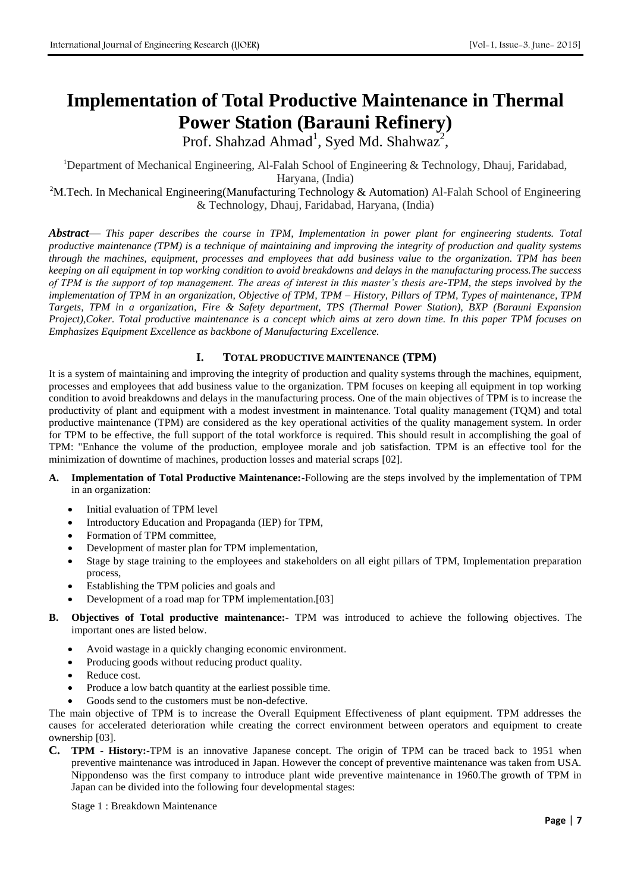# Implementation of Total Productive Maintenance in Thermal Power Station (Barauni Refinery)

Prof. Shahzad Ahmad[1], Syed Md. Shahwaz[2],

[1]Department of Mechanical Engineering, Al-Falah School of Engineering & Technology, Dhauj, Faridabad, Haryana, (India)

[2]M.Tech. In Mechanical Engineering(Manufacturing Technology & Automation) Al-Falah School of Engineering & Technology, Dhauj, Faridabad, Haryana, (India)

***Abstract*—** *This paper describes the course in TPM, Implementation in power plant for engineering students. Total productive maintenance (TPM) is a technique of maintaining and improving the integrity of production and quality systems through the machines, equipment, processes and employees that add business value to the organization. TPM has been keeping on all equipment in top working condition to avoid breakdowns and delays in the manufacturing process.The success of TPM is the support of top management. The areas of interest in this master's thesis are-TPM, the steps involved by the implementation of TPM in an organization, Objective of TPM, TPM – History, Pillars of TPM, Types of maintenance, TPM Targets, TPM in a organization, Fire & Safety department, TPS (Thermal Power Station), BXP (Barauni Expansion Project),Coker. Total productive maintenance is a concept which aims at zero down time. In this paper TPM focuses on Emphasizes Equipment Excellence as backbone of Manufacturing Excellence.*

## I. TOTAL PRODUCTIVE MAINTENANCE (TPM)

It is a system of maintaining and improving the integrity of production and quality systems through the machines, equipment, processes and employees that add business value to the organization. TPM focuses on keeping all equipment in top working condition to avoid breakdowns and delays in the manufacturing process. One of the main objectives of TPM is to increase the productivity of plant and equipment with a modest investment in maintenance. Total quality management (TQM) and total productive maintenance (TPM) are considered as the key operational activities of the quality management system. In order for TPM to be effective, the full support of the total workforce is required. This should result in accomplishing the goal of TPM: "Enhance the volume of the production, employee morale and job satisfaction. TPM is an effective tool for the minimization of downtime of machines, production losses and material scraps [02].

**A. Implementation of Total Productive Maintenance:-**Following are the steps involved by the implementation of TPM in an organization:

- Initial evaluation of TPM level
- Introductory Education and Propaganda (IEP) for TPM,
- Formation of TPM committee,
- Development of master plan for TPM implementation,
- Stage by stage training to the employees and stakeholders on all eight pillars of TPM, Implementation preparation process,
- Establishing the TPM policies and goals and
- Development of a road map for TPM implementation.[03]

**B. Objectives of Total productive maintenance:-** TPM was introduced to achieve the following objectives. The important ones are listed below.

- Avoid wastage in a quickly changing economic environment.
- Producing goods without reducing product quality.
- Reduce cost.
- Produce a low batch quantity at the earliest possible time.
- Goods send to the customers must be non-defective.

The main objective of TPM is to increase the Overall Equipment Effectiveness of plant equipment. TPM addresses the causes for accelerated deterioration while creating the correct environment between operators and equipment to create ownership [03].

**C. TPM - History:-**TPM is an innovative Japanese concept. The origin of TPM can be traced back to 1951 when preventive maintenance was introduced in Japan. However the concept of preventive maintenance was taken from USA. Nippondenso was the first company to introduce plant wide preventive maintenance in 1960.The growth of TPM in Japan can be divided into the following four developmental stages:

Stage 1 : Breakdown Maintenance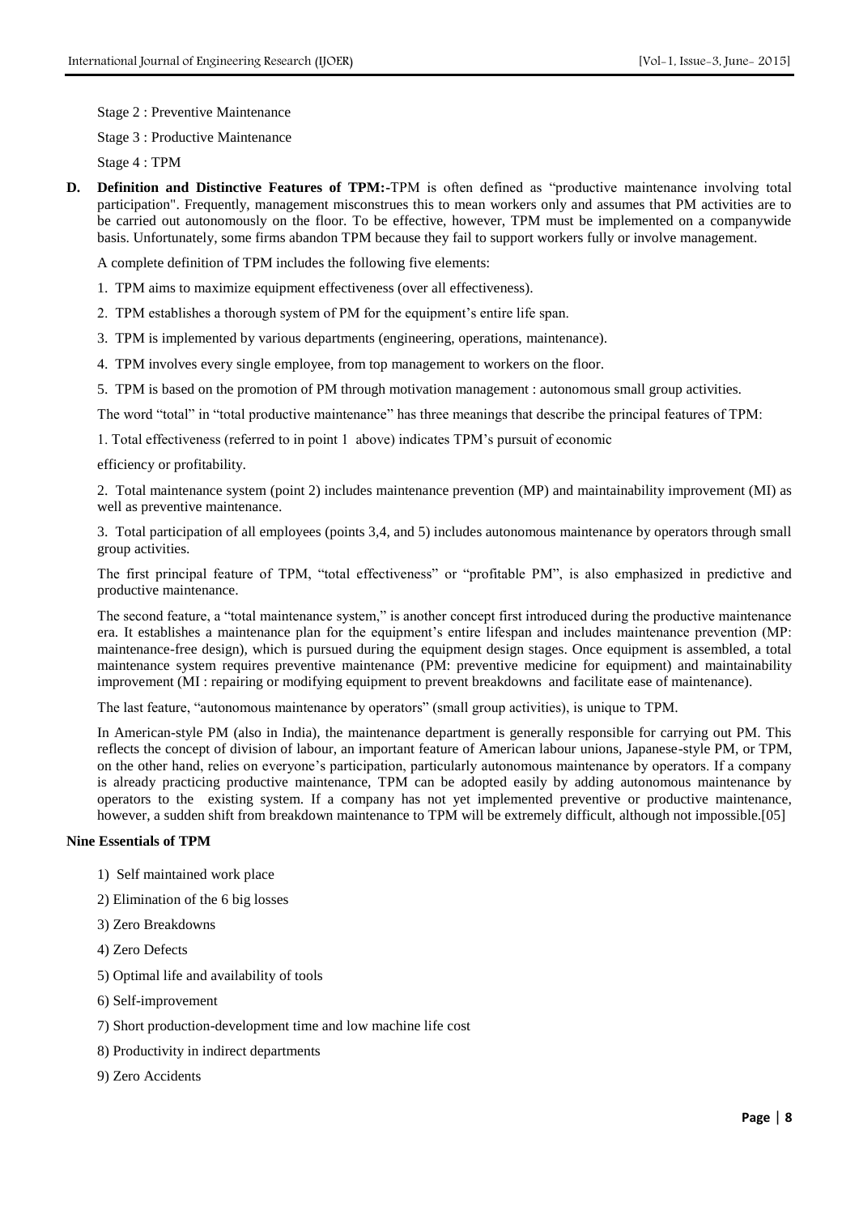Stage 2 : Preventive Maintenance

Stage 3 : Productive Maintenance

Stage 4 : TPM

**D. Definition and Distinctive Features of TPM:-**TPM is often defined as "productive maintenance involving total participation". Frequently, management misconstrues this to mean workers only and assumes that PM activities are to be carried out autonomously on the floor. To be effective, however, TPM must be implemented on a companywide basis. Unfortunately, some firms abandon TPM because they fail to support workers fully or involve management.

A complete definition of TPM includes the following five elements:

1. TPM aims to maximize equipment effectiveness (over all effectiveness).
2. TPM establishes a thorough system of PM for the equipment's entire life span.
3. TPM is implemented by various departments (engineering, operations, maintenance).
4. TPM involves every single employee, from top management to workers on the floor.
5. TPM is based on the promotion of PM through motivation management : autonomous small group activities.

The word "total" in "total productive maintenance" has three meanings that describe the principal features of TPM:

1. Total effectiveness (referred to in point 1 above) indicates TPM's pursuit of economic

efficiency or profitability.

2. Total maintenance system (point 2) includes maintenance prevention (MP) and maintainability improvement (MI) as well as preventive maintenance.

3. Total participation of all employees (points 3,4, and 5) includes autonomous maintenance by operators through small group activities.

The first principal feature of TPM, "total effectiveness" or "profitable PM", is also emphasized in predictive and productive maintenance.

The second feature, a "total maintenance system," is another concept first introduced during the productive maintenance era. It establishes a maintenance plan for the equipment's entire lifespan and includes maintenance prevention (MP: maintenance-free design), which is pursued during the equipment design stages. Once equipment is assembled, a total maintenance system requires preventive maintenance (PM: preventive medicine for equipment) and maintainability improvement (MI : repairing or modifying equipment to prevent breakdowns and facilitate ease of maintenance).

The last feature, "autonomous maintenance by operators" (small group activities), is unique to TPM.

In American-style PM (also in India), the maintenance department is generally responsible for carrying out PM. This reflects the concept of division of labour, an important feature of American labour unions, Japanese-style PM, or TPM, on the other hand, relies on everyone's participation, particularly autonomous maintenance by operators. If a company is already practicing productive maintenance, TPM can be adopted easily by adding autonomous maintenance by operators to the existing system. If a company has not yet implemented preventive or productive maintenance, however, a sudden shift from breakdown maintenance to TPM will be extremely difficult, although not impossible.[05]

**Nine Essentials of TPM**

1) Self maintained work place

2) Elimination of the 6 big losses

3) Zero Breakdowns

4) Zero Defects

5) Optimal life and availability of tools

6) Self-improvement

7) Short production-development time and low machine life cost

8) Productivity in indirect departments

9) Zero Accidents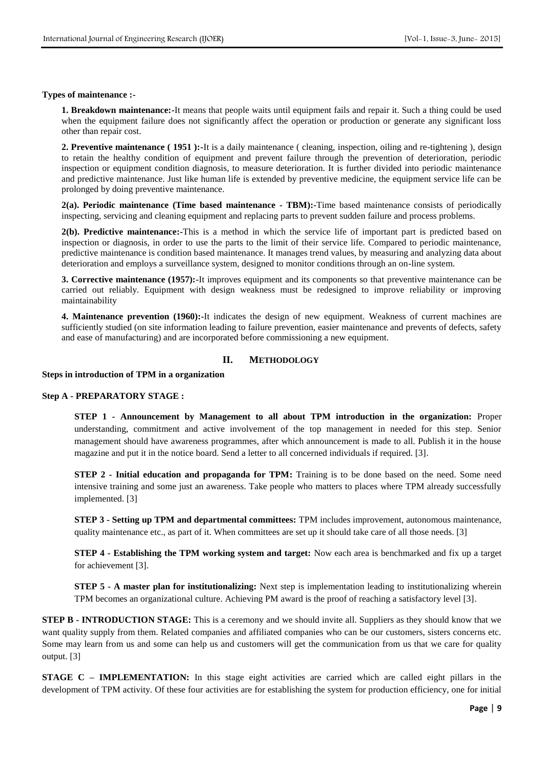**Types of maintenance :-**

**1. Breakdown maintenance:-**It means that people waits until equipment fails and repair it. Such a thing could be used when the equipment failure does not significantly affect the operation or production or generate any significant loss other than repair cost.

**2. Preventive maintenance ( 1951 ):-**It is a daily maintenance ( cleaning, inspection, oiling and re-tightening ), design to retain the healthy condition of equipment and prevent failure through the prevention of deterioration, periodic inspection or equipment condition diagnosis, to measure deterioration. It is further divided into periodic maintenance and predictive maintenance. Just like human life is extended by preventive medicine, the equipment service life can be prolonged by doing preventive maintenance.

**2(a). Periodic maintenance (Time based maintenance - TBM):-**Time based maintenance consists of periodically inspecting, servicing and cleaning equipment and replacing parts to prevent sudden failure and process problems.

**2(b). Predictive maintenance:-**This is a method in which the service life of important part is predicted based on inspection or diagnosis, in order to use the parts to the limit of their service life. Compared to periodic maintenance, predictive maintenance is condition based maintenance. It manages trend values, by measuring and analyzing data about deterioration and employs a surveillance system, designed to monitor conditions through an on-line system.

**3. Corrective maintenance (1957):-**It improves equipment and its components so that preventive maintenance can be carried out reliably. Equipment with design weakness must be redesigned to improve reliability or improving maintainability

**4. Maintenance prevention (1960):-**It indicates the design of new equipment. Weakness of current machines are sufficiently studied (on site information leading to failure prevention, easier maintenance and prevents of defects, safety and ease of manufacturing) and are incorporated before commissioning a new equipment.

## II. METHODOLOGY

**Steps in introduction of TPM in a organization**

**Step A - PREPARATORY STAGE :**

**STEP 1 - Announcement by Management to all about TPM introduction in the organization:** Proper understanding, commitment and active involvement of the top management in needed for this step. Senior management should have awareness programmes, after which announcement is made to all. Publish it in the house magazine and put it in the notice board. Send a letter to all concerned individuals if required. [3].

**STEP 2 - Initial education and propaganda for TPM:** Training is to be done based on the need. Some need intensive training and some just an awareness. Take people who matters to places where TPM already successfully implemented. [3]

**STEP 3 - Setting up TPM and departmental committees:** TPM includes improvement, autonomous maintenance, quality maintenance etc., as part of it. When committees are set up it should take care of all those needs. [3]

**STEP 4 - Establishing the TPM working system and target:** Now each area is benchmarked and fix up a target for achievement [3].

**STEP 5 - A master plan for institutionalizing:** Next step is implementation leading to institutionalizing wherein TPM becomes an organizational culture. Achieving PM award is the proof of reaching a satisfactory level [3].

**STEP B - INTRODUCTION STAGE:** This is a ceremony and we should invite all. Suppliers as they should know that we want quality supply from them. Related companies and affiliated companies who can be our customers, sisters concerns etc. Some may learn from us and some can help us and customers will get the communication from us that we care for quality output. [3]

**STAGE C – IMPLEMENTATION:** In this stage eight activities are carried which are called eight pillars in the development of TPM activity. Of these four activities are for establishing the system for production efficiency, one for initial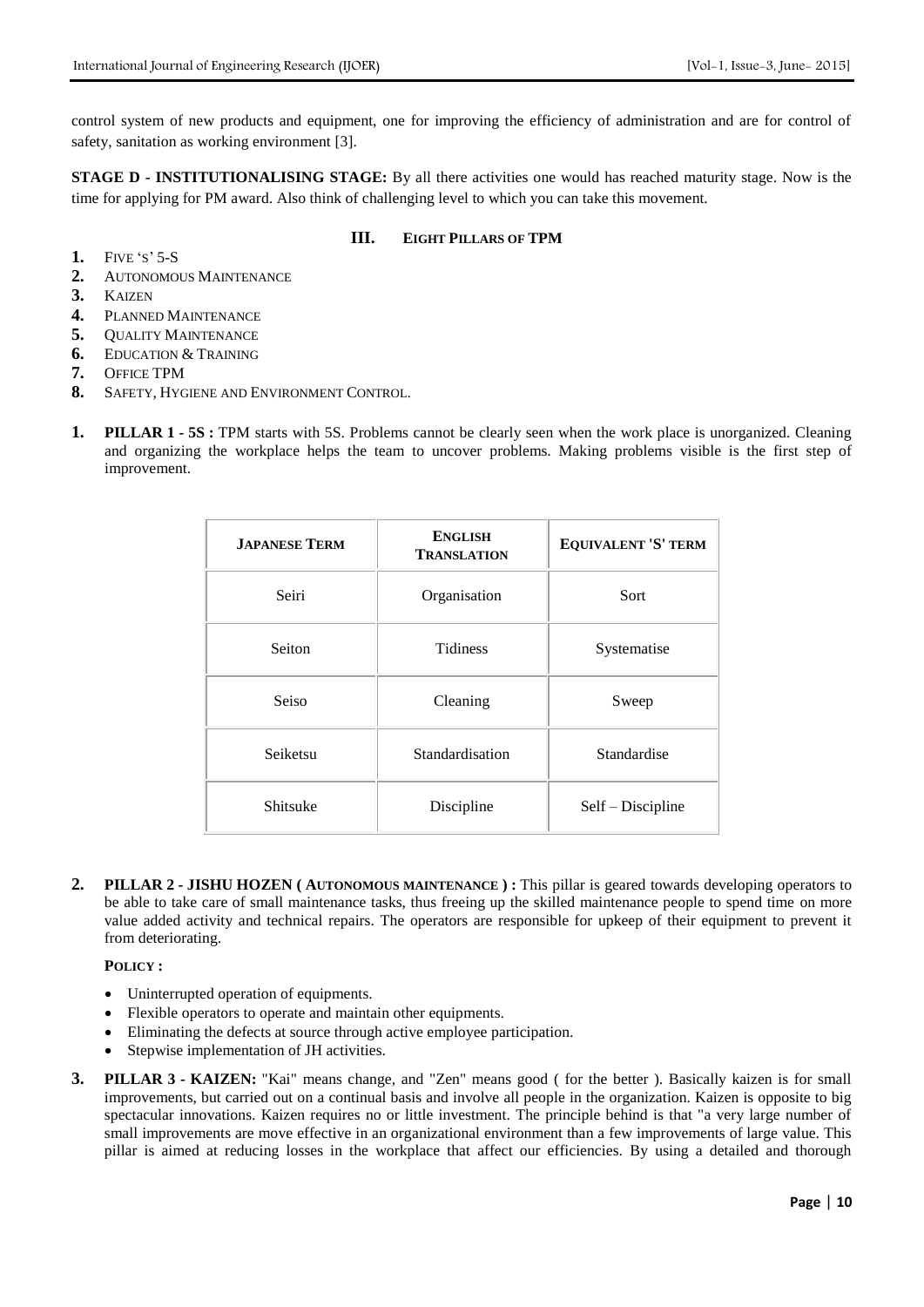control system of new products and equipment, one for improving the efficiency of administration and are for control of safety, sanitation as working environment [3].

**STAGE D - INSTITUTIONALISING STAGE:** By all there activities one would has reached maturity stage. Now is the time for applying for PM award. Also think of challenging level to which you can take this movement.

## III. EIGHT PILLARS OF TPM

1. FIVE 'S' 5-S
2. AUTONOMOUS MAINTENANCE
3. KAIZEN
4. PLANNED MAINTENANCE
5. QUALITY MAINTENANCE
6. EDUCATION & TRAINING
7. OFFICE TPM
8. SAFETY, HYGIENE AND ENVIRONMENT CONTROL.

1. **PILLAR 1 - 5S :** TPM starts with 5S. Problems cannot be clearly seen when the work place is unorganized. Cleaning and organizing the workplace helps the team to uncover problems. Making problems visible is the first step of improvement.

| JAPANESE TERM | ENGLISH TRANSLATION | EQUIVALENT 'S' TERM |
|---|---|---|
| Seiri | Organisation | Sort |
| Seiton | Tidiness | Systematise |
| Seiso | Cleaning | Sweep |
| Seiketsu | Standardisation | Standardise |
| Shitsuke | Discipline | Self – Discipline |

2. **PILLAR 2 - JISHU HOZEN ( AUTONOMOUS MAINTENANCE ) :** This pillar is geared towards developing operators to be able to take care of small maintenance tasks, thus freeing up the skilled maintenance people to spend time on more value added activity and technical repairs. The operators are responsible for upkeep of their equipment to prevent it from deteriorating.

   **POLICY :**

   - Uninterrupted operation of equipments.
   - Flexible operators to operate and maintain other equipments.
   - Eliminating the defects at source through active employee participation.
   - Stepwise implementation of JH activities.

3. **PILLAR 3 - KAIZEN:** "Kai" means change, and "Zen" means good ( for the better ). Basically kaizen is for small improvements, but carried out on a continual basis and involve all people in the organization. Kaizen is opposite to big spectacular innovations. Kaizen requires no or little investment. The principle behind is that "a very large number of small improvements are move effective in an organizational environment than a few improvements of large value. This pillar is aimed at reducing losses in the workplace that affect our efficiencies. By using a detailed and thorough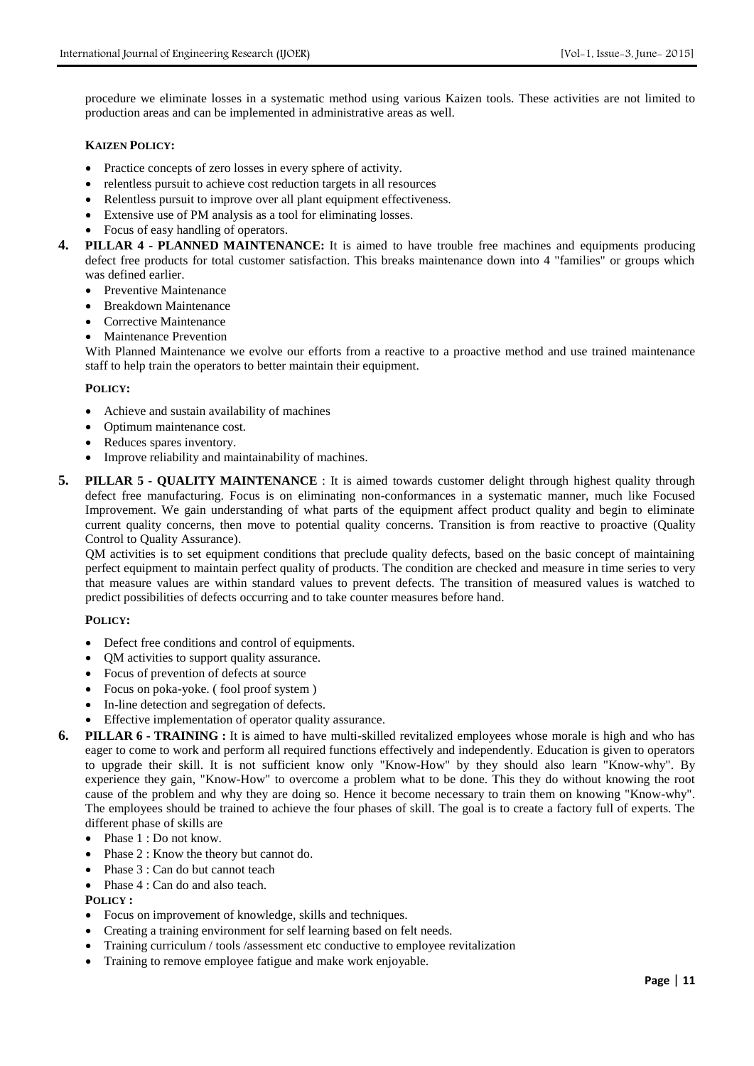procedure we eliminate losses in a systematic method using various Kaizen tools. These activities are not limited to production areas and can be implemented in administrative areas as well.

**KAIZEN POLICY:**

- Practice concepts of zero losses in every sphere of activity.
- relentless pursuit to achieve cost reduction targets in all resources
- Relentless pursuit to improve over all plant equipment effectiveness.
- Extensive use of PM analysis as a tool for eliminating losses.
- Focus of easy handling of operators.

**4. PILLAR 4 - PLANNED MAINTENANCE:** It is aimed to have trouble free machines and equipments producing defect free products for total customer satisfaction. This breaks maintenance down into 4 "families" or groups which was defined earlier.

- Preventive Maintenance
- Breakdown Maintenance
- Corrective Maintenance
- Maintenance Prevention

With Planned Maintenance we evolve our efforts from a reactive to a proactive method and use trained maintenance staff to help train the operators to better maintain their equipment.

**POLICY:**

- Achieve and sustain availability of machines
- Optimum maintenance cost.
- Reduces spares inventory.
- Improve reliability and maintainability of machines.

**5. PILLAR 5 - QUALITY MAINTENANCE** : It is aimed towards customer delight through highest quality through defect free manufacturing. Focus is on eliminating non-conformances in a systematic manner, much like Focused Improvement. We gain understanding of what parts of the equipment affect product quality and begin to eliminate current quality concerns, then move to potential quality concerns. Transition is from reactive to proactive (Quality Control to Quality Assurance).

QM activities is to set equipment conditions that preclude quality defects, based on the basic concept of maintaining perfect equipment to maintain perfect quality of products. The condition are checked and measure in time series to very that measure values are within standard values to prevent defects. The transition of measured values is watched to predict possibilities of defects occurring and to take counter measures before hand.

**POLICY:**

- Defect free conditions and control of equipments.
- QM activities to support quality assurance.
- Focus of prevention of defects at source
- Focus on poka-yoke. ( fool proof system )
- In-line detection and segregation of defects.
- Effective implementation of operator quality assurance.

**6. PILLAR 6 - TRAINING :** It is aimed to have multi-skilled revitalized employees whose morale is high and who has eager to come to work and perform all required functions effectively and independently. Education is given to operators to upgrade their skill. It is not sufficient know only "Know-How" by they should also learn "Know-why". By experience they gain, "Know-How" to overcome a problem what to be done. This they do without knowing the root cause of the problem and why they are doing so. Hence it become necessary to train them on knowing "Know-why". The employees should be trained to achieve the four phases of skill. The goal is to create a factory full of experts. The different phase of skills are

- Phase 1 : Do not know.
- Phase 2 : Know the theory but cannot do.
- Phase 3 : Can do but cannot teach
- Phase 4 : Can do and also teach.

**POLICY :**

- Focus on improvement of knowledge, skills and techniques.
- Creating a training environment for self learning based on felt needs.
- Training curriculum / tools /assessment etc conductive to employee revitalization
- Training to remove employee fatigue and make work enjoyable.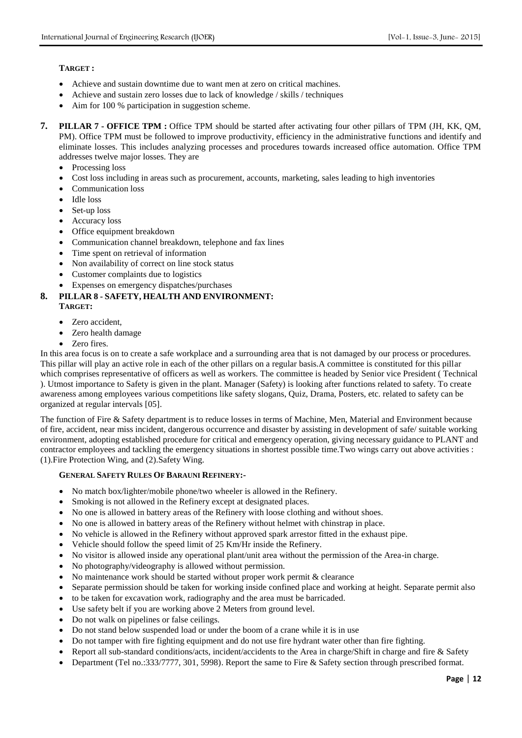**TARGET :**

- Achieve and sustain downtime due to want men at zero on critical machines.
- Achieve and sustain zero losses due to lack of knowledge / skills / techniques
- Aim for 100 % participation in suggestion scheme.

7. **PILLAR 7 - OFFICE TPM :** Office TPM should be started after activating four other pillars of TPM (JH, KK, QM, PM). Office TPM must be followed to improve productivity, efficiency in the administrative functions and identify and eliminate losses. This includes analyzing processes and procedures towards increased office automation. Office TPM addresses twelve major losses. They are
   - Processing loss
   - Cost loss including in areas such as procurement, accounts, marketing, sales leading to high inventories
   - Communication loss
   - Idle loss
   - Set-up loss
   - Accuracy loss
   - Office equipment breakdown
   - Communication channel breakdown, telephone and fax lines
   - Time spent on retrieval of information
   - Non availability of correct on line stock status
   - Customer complaints due to logistics
   - Expenses on emergency dispatches/purchases

8. **PILLAR 8 - SAFETY, HEALTH AND ENVIRONMENT:**
   **TARGET:**
   - Zero accident,
   - Zero health damage
   - Zero fires.

In this area focus is on to create a safe workplace and a surrounding area that is not damaged by our process or procedures. This pillar will play an active role in each of the other pillars on a regular basis.A committee is constituted for this pillar which comprises representative of officers as well as workers. The committee is headed by Senior vice President ( Technical ). Utmost importance to Safety is given in the plant. Manager (Safety) is looking after functions related to safety. To create awareness among employees various competitions like safety slogans, Quiz, Drama, Posters, etc. related to safety can be organized at regular intervals [05].

The function of Fire & Safety department is to reduce losses in terms of Machine, Men, Material and Environment because of fire, accident, near miss incident, dangerous occurrence and disaster by assisting in development of safe/ suitable working environment, adopting established procedure for critical and emergency operation, giving necessary guidance to PLANT and contractor employees and tackling the emergency situations in shortest possible time.Two wings carry out above activities : (1).Fire Protection Wing, and (2).Safety Wing.

**GENERAL SAFETY RULES OF BARAUNI REFINERY:-**

- No match box/lighter/mobile phone/two wheeler is allowed in the Refinery.
- Smoking is not allowed in the Refinery except at designated places.
- No one is allowed in battery areas of the Refinery with loose clothing and without shoes.
- No one is allowed in battery areas of the Refinery without helmet with chinstrap in place.
- No vehicle is allowed in the Refinery without approved spark arrestor fitted in the exhaust pipe.
- Vehicle should follow the speed limit of 25 Km/Hr inside the Refinery.
- No visitor is allowed inside any operational plant/unit area without the permission of the Area-in charge.
- No photography/videography is allowed without permission.
- No maintenance work should be started without proper work permit & clearance
- Separate permission should be taken for working inside confined place and working at height. Separate permit also
- to be taken for excavation work, radiography and the area must be barricaded.
- Use safety belt if you are working above 2 Meters from ground level.
- Do not walk on pipelines or false ceilings.
- Do not stand below suspended load or under the boom of a crane while it is in use
- Do not tamper with fire fighting equipment and do not use fire hydrant water other than fire fighting.
- Report all sub-standard conditions/acts, incident/accidents to the Area in charge/Shift in charge and fire & Safety
- Department (Tel no.:333/7777, 301, 5998). Report the same to Fire & Safety section through prescribed format.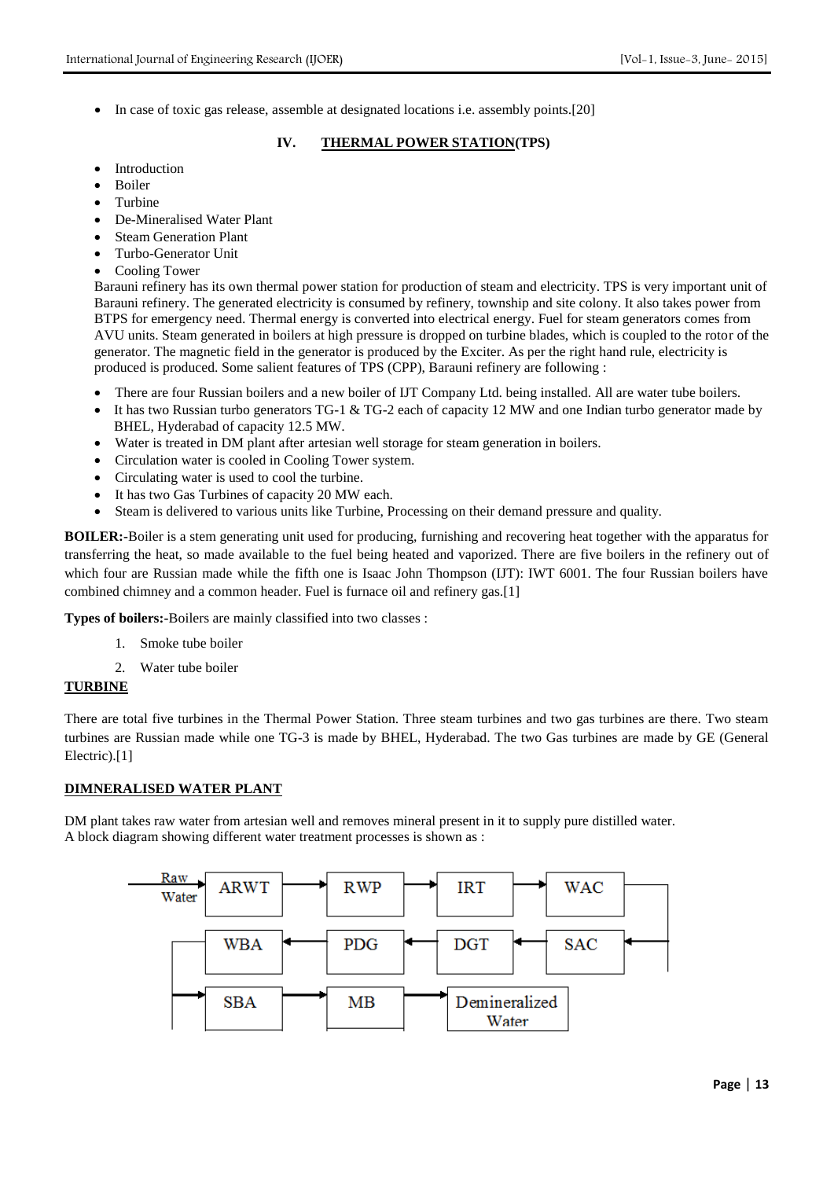- In case of toxic gas release, assemble at designated locations i.e. assembly points.[20]

## IV. THERMAL POWER STATION(TPS)

- Introduction
- Boiler
- Turbine
- De-Mineralised Water Plant
- Steam Generation Plant
- Turbo-Generator Unit
- Cooling Tower

Barauni refinery has its own thermal power station for production of steam and electricity. TPS is very important unit of Barauni refinery. The generated electricity is consumed by refinery, township and site colony. It also takes power from BTPS for emergency need. Thermal energy is converted into electrical energy. Fuel for steam generators comes from AVU units. Steam generated in boilers at high pressure is dropped on turbine blades, which is coupled to the rotor of the generator. The magnetic field in the generator is produced by the Exciter. As per the right hand rule, electricity is produced is produced. Some salient features of TPS (CPP), Barauni refinery are following :

- There are four Russian boilers and a new boiler of IJT Company Ltd. being installed. All are water tube boilers.
- It has two Russian turbo generators TG-1 & TG-2 each of capacity 12 MW and one Indian turbo generator made by BHEL, Hyderabad of capacity 12.5 MW.
- Water is treated in DM plant after artesian well storage for steam generation in boilers.
- Circulation water is cooled in Cooling Tower system.
- Circulating water is used to cool the turbine.
- It has two Gas Turbines of capacity 20 MW each.
- Steam is delivered to various units like Turbine, Processing on their demand pressure and quality.

**BOILER:-**Boiler is a stem generating unit used for producing, furnishing and recovering heat together with the apparatus for transferring the heat, so made available to the fuel being heated and vaporized. There are five boilers in the refinery out of which four are Russian made while the fifth one is Isaac John Thompson (IJT): IWT 6001. The four Russian boilers have combined chimney and a common header. Fuel is furnace oil and refinery gas.[1]

**Types of boilers:-**Boilers are mainly classified into two classes :

1. Smoke tube boiler
2. Water tube boiler

### TURBINE

There are total five turbines in the Thermal Power Station. Three steam turbines and two gas turbines are there. Two steam turbines are Russian made while one TG-3 is made by BHEL, Hyderabad. The two Gas turbines are made by GE (General Electric).[1]

### DIMNERALISED WATER PLANT

DM plant takes raw water from artesian well and removes mineral present in it to supply pure distilled water.
A block diagram showing different water treatment processes is shown as :

Raw Water → ARWT → RWP → IRT → WAC → SAC → DGT → PDG → WBA → SBA → MB → Demineralized Water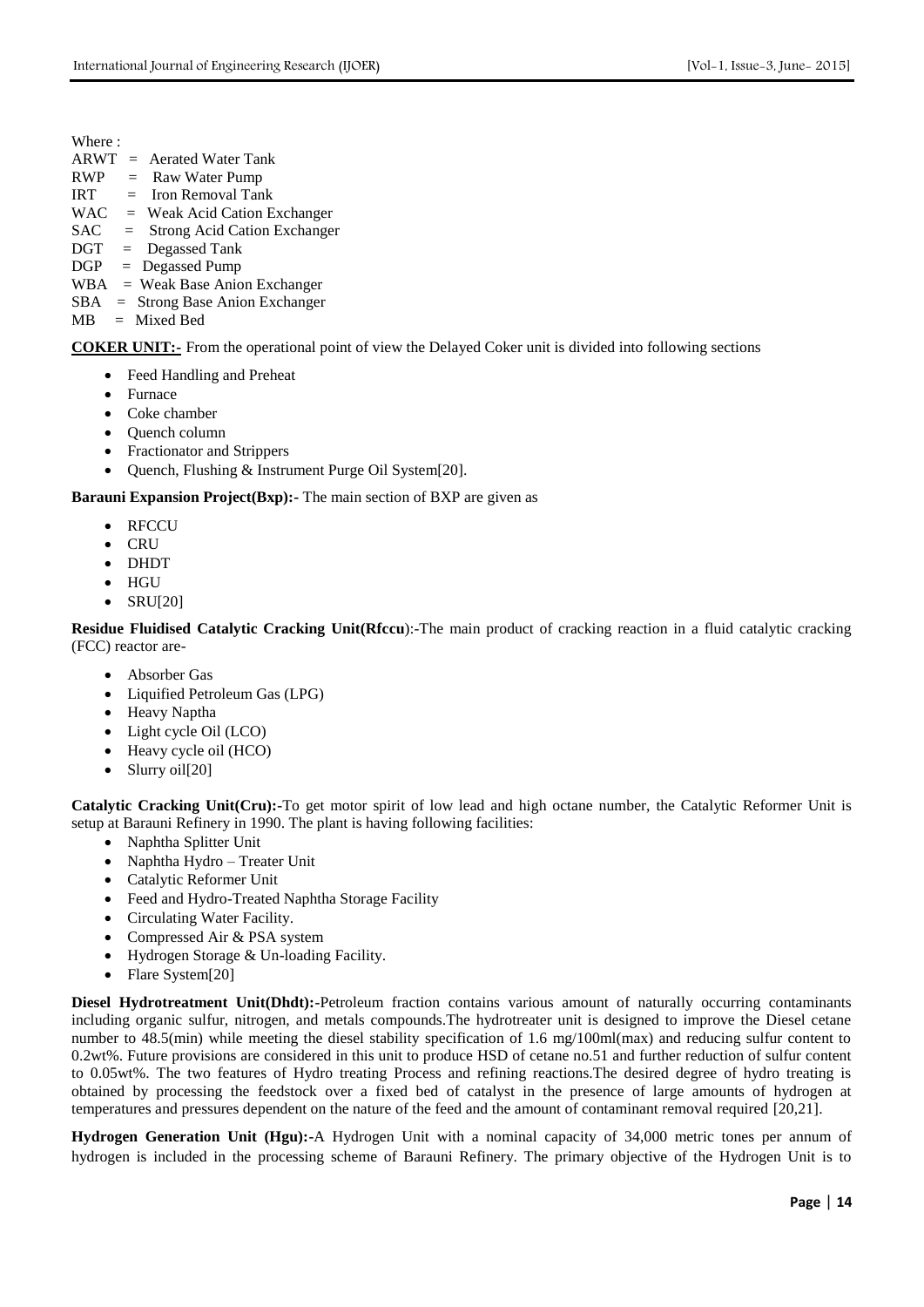Where :

ARWT = Aerated Water Tank
RWP = Raw Water Pump
IRT = Iron Removal Tank
WAC = Weak Acid Cation Exchanger
SAC = Strong Acid Cation Exchanger
DGT = Degassed Tank
DGP = Degassed Pump
WBA = Weak Base Anion Exchanger
SBA = Strong Base Anion Exchanger
MB = Mixed Bed

**COKER UNIT:-** From the operational point of view the Delayed Coker unit is divided into following sections

- Feed Handling and Preheat
- Furnace
- Coke chamber
- Quench column
- Fractionator and Strippers
- Quench, Flushing & Instrument Purge Oil System[20].

**Barauni Expansion Project(Bxp):-** The main section of BXP are given as

- RFCCU
- CRU
- DHDT
- HGU
- SRU[20]

**Residue Fluidised Catalytic Cracking Unit(Rfccu)**:-The main product of cracking reaction in a fluid catalytic cracking (FCC) reactor are-

- Absorber Gas
- Liquified Petroleum Gas (LPG)
- Heavy Naptha
- Light cycle Oil (LCO)
- Heavy cycle oil (HCO)
- Slurry oil[20]

**Catalytic Cracking Unit(Cru):-**To get motor spirit of low lead and high octane number, the Catalytic Reformer Unit is setup at Barauni Refinery in 1990. The plant is having following facilities:

- Naphtha Splitter Unit
- Naphtha Hydro – Treater Unit
- Catalytic Reformer Unit
- Feed and Hydro-Treated Naphtha Storage Facility
- Circulating Water Facility.
- Compressed Air & PSA system
- Hydrogen Storage & Un-loading Facility.
- Flare System[20]

**Diesel Hydrotreatment Unit(Dhdt):-**Petroleum fraction contains various amount of naturally occurring contaminants including organic sulfur, nitrogen, and metals compounds.The hydrotreater unit is designed to improve the Diesel cetane number to 48.5(min) while meeting the diesel stability specification of 1.6 mg/100ml(max) and reducing sulfur content to 0.2wt%. Future provisions are considered in this unit to produce HSD of cetane no.51 and further reduction of sulfur content to 0.05wt%. The two features of Hydro treating Process and refining reactions.The desired degree of hydro treating is obtained by processing the feedstock over a fixed bed of catalyst in the presence of large amounts of hydrogen at temperatures and pressures dependent on the nature of the feed and the amount of contaminant removal required [20,21].

**Hydrogen Generation Unit (Hgu):-**A Hydrogen Unit with a nominal capacity of 34,000 metric tones per annum of hydrogen is included in the processing scheme of Barauni Refinery. The primary objective of the Hydrogen Unit is to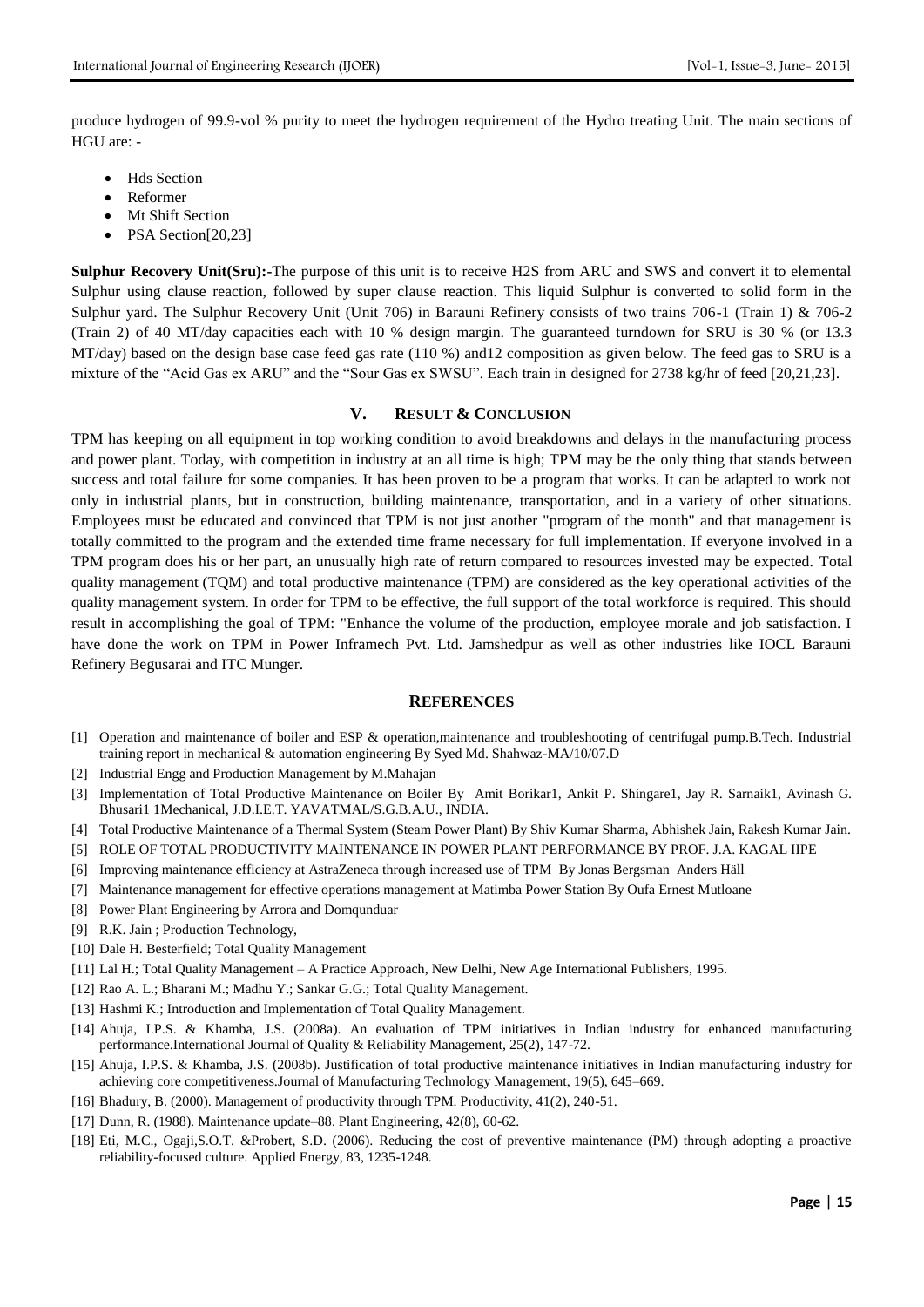produce hydrogen of 99.9-vol % purity to meet the hydrogen requirement of the Hydro treating Unit. The main sections of HGU are: -

- Hds Section
- Reformer
- Mt Shift Section
- PSA Section[20,23]

**Sulphur Recovery Unit(Sru):-**The purpose of this unit is to receive H2S from ARU and SWS and convert it to elemental Sulphur using clause reaction, followed by super clause reaction. This liquid Sulphur is converted to solid form in the Sulphur yard. The Sulphur Recovery Unit (Unit 706) in Barauni Refinery consists of two trains 706-1 (Train 1) & 706-2 (Train 2) of 40 MT/day capacities each with 10 % design margin. The guaranteed turndown for SRU is 30 % (or 13.3 MT/day) based on the design base case feed gas rate (110 %) and12 composition as given below. The feed gas to SRU is a mixture of the "Acid Gas ex ARU" and the "Sour Gas ex SWSU". Each train in designed for 2738 kg/hr of feed [20,21,23].

## V. RESULT & CONCLUSION

TPM has keeping on all equipment in top working condition to avoid breakdowns and delays in the manufacturing process and power plant. Today, with competition in industry at an all time is high; TPM may be the only thing that stands between success and total failure for some companies. It has been proven to be a program that works. It can be adapted to work not only in industrial plants, but in construction, building maintenance, transportation, and in a variety of other situations. Employees must be educated and convinced that TPM is not just another "program of the month" and that management is totally committed to the program and the extended time frame necessary for full implementation. If everyone involved in a TPM program does his or her part, an unusually high rate of return compared to resources invested may be expected. Total quality management (TQM) and total productive maintenance (TPM) are considered as the key operational activities of the quality management system. In order for TPM to be effective, the full support of the total workforce is required. This should result in accomplishing the goal of TPM: "Enhance the volume of the production, employee morale and job satisfaction. I have done the work on TPM in Power Inframech Pvt. Ltd. Jamshedpur as well as other industries like IOCL Barauni Refinery Begusarai and ITC Munger.

## REFERENCES

[1] Operation and maintenance of boiler and ESP & operation,maintenance and troubleshooting of centrifugal pump.B.Tech. Industrial training report in mechanical & automation engineering By Syed Md. Shahwaz-MA/10/07.D

[2] Industrial Engg and Production Management by M.Mahajan

[3] Implementation of Total Productive Maintenance on Boiler By Amit Borikar1, Ankit P. Shingare1, Jay R. Sarnaik1, Avinash G. Bhusari1 1Mechanical, J.D.I.E.T. YAVATMAL/S.G.B.A.U., INDIA.

[4] Total Productive Maintenance of a Thermal System (Steam Power Plant) By Shiv Kumar Sharma, Abhishek Jain, Rakesh Kumar Jain.

[5] ROLE OF TOTAL PRODUCTIVITY MAINTENANCE IN POWER PLANT PERFORMANCE BY PROF. J.A. KAGAL IIPE

[6] Improving maintenance efficiency at AstraZeneca through increased use of TPM By Jonas Bergsman Anders Häll

[7] Maintenance management for effective operations management at Matimba Power Station By Oufa Ernest Mutloane

[8] Power Plant Engineering by Arrora and Domqunduar

[9] R.K. Jain ; Production Technology,

[10] Dale H. Besterfield; Total Quality Management

[11] Lal H.; Total Quality Management – A Practice Approach, New Delhi, New Age International Publishers, 1995.

[12] Rao A. L.; Bharani M.; Madhu Y.; Sankar G.G.; Total Quality Management.

[13] Hashmi K.; Introduction and Implementation of Total Quality Management.

[14] Ahuja, I.P.S. & Khamba, J.S. (2008a). An evaluation of TPM initiatives in Indian industry for enhanced manufacturing performance.International Journal of Quality & Reliability Management, 25(2), 147-72.

[15] Ahuja, I.P.S. & Khamba, J.S. (2008b). Justification of total productive maintenance initiatives in Indian manufacturing industry for achieving core competitiveness.Journal of Manufacturing Technology Management, 19(5), 645–669.

[16] Bhadury, B. (2000). Management of productivity through TPM. Productivity, 41(2), 240-51.

[17] Dunn, R. (1988). Maintenance update–88. Plant Engineering, 42(8), 60-62.

[18] Eti, M.C., Ogaji,S.O.T. &Probert, S.D. (2006). Reducing the cost of preventive maintenance (PM) through adopting a proactive reliability-focused culture. Applied Energy, 83, 1235-1248.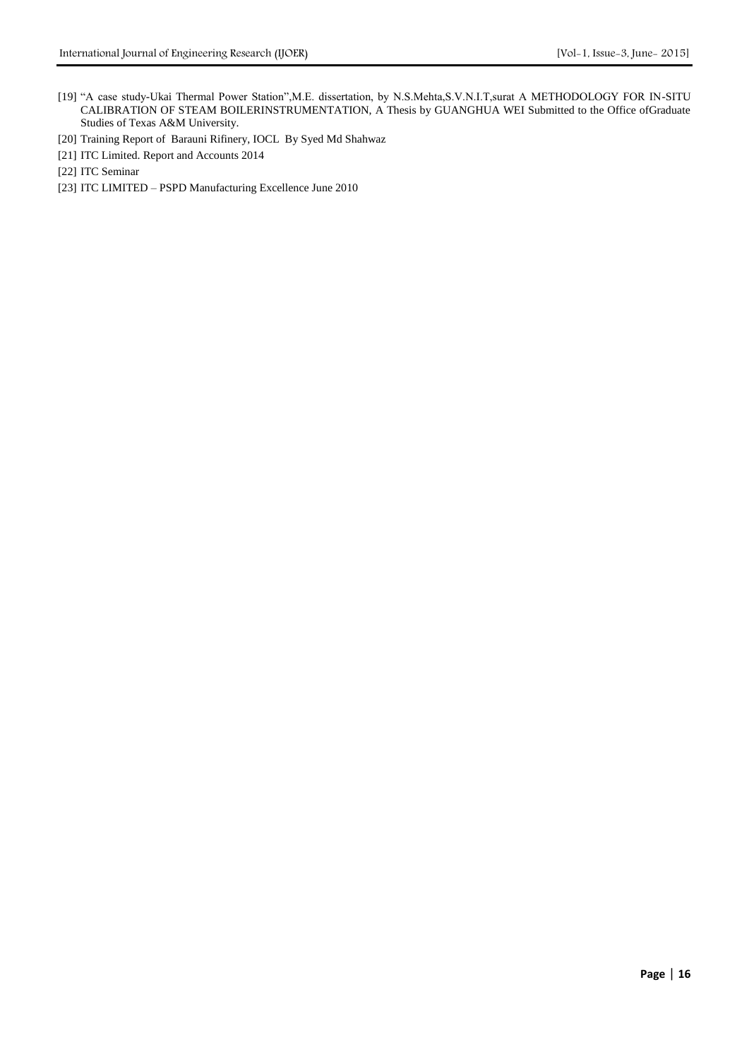[19] "A case study-Ukai Thermal Power Station",M.E. dissertation, by N.S.Mehta,S.V.N.I.T,surat A METHODOLOGY FOR IN-SITU CALIBRATION OF STEAM BOILERINSTRUMENTATION, A Thesis by GUANGHUA WEI Submitted to the Office ofGraduate Studies of Texas A&M University.

[20] Training Report of Barauni Rifinery, IOCL By Syed Md Shahwaz

[21] ITC Limited. Report and Accounts 2014

[22] ITC Seminar

[23] ITC LIMITED – PSPD Manufacturing Excellence June 2010